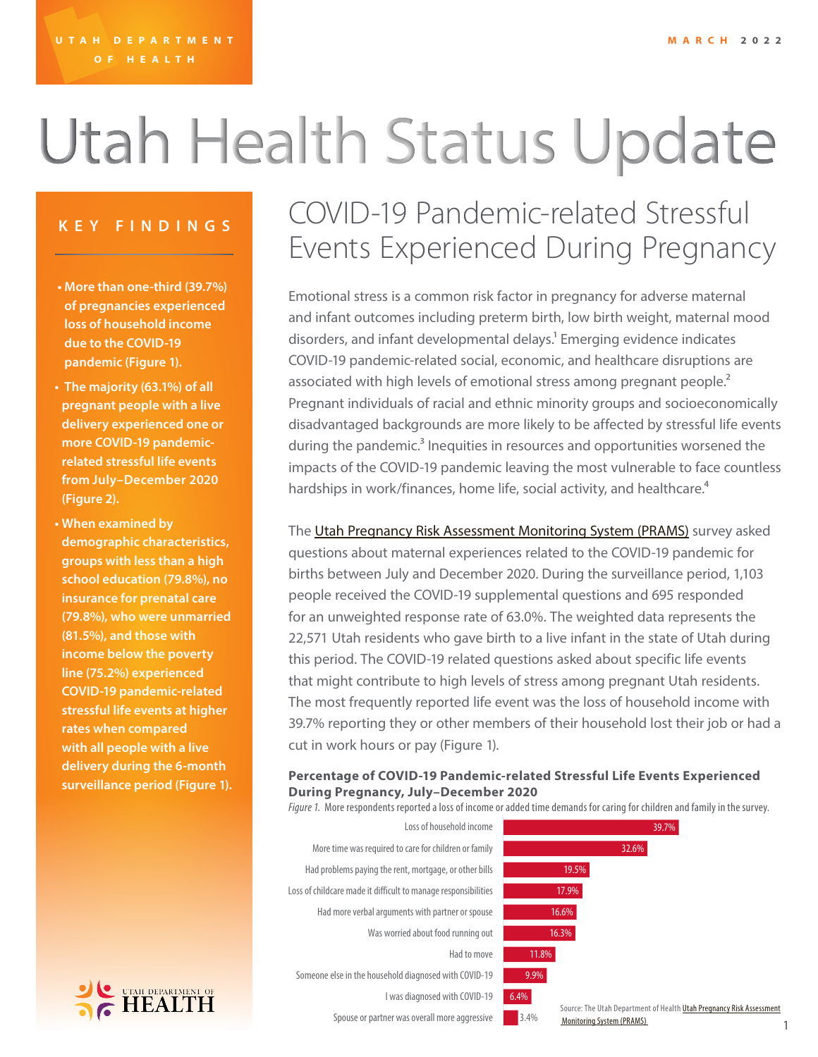UTAH DEPARTMENT OF HEALTH

MARCH 2022

# Utah Health Status Update

## KEY FINDINGS

- More than one-third (39.7%) of pregnancies experienced loss of household income due to the COVID-19 pandemic (Figure 1).
- The majority (63.1%) of all pregnant people with a live delivery experienced one or more COVID-19 pandemic-related stressful life events from July–December 2020 (Figure 2).
- When examined by demographic characteristics, groups with less than a high school education (79.8%), no insurance for prenatal care (79.8%), who were unmarried (81.5%), and those with income below the poverty line (75.2%) experienced COVID-19 pandemic-related stressful life events at higher rates when compared with all people with a live delivery during the 6-month surveillance period (Figure 1).

## COVID-19 Pandemic-related Stressful Events Experienced During Pregnancy

Emotional stress is a common risk factor in pregnancy for adverse maternal and infant outcomes including preterm birth, low birth weight, maternal mood disorders, and infant developmental delays.[1] Emerging evidence indicates COVID-19 pandemic-related social, economic, and healthcare disruptions are associated with high levels of emotional stress among pregnant people.[2] Pregnant individuals of racial and ethnic minority groups and socioeconomically disadvantaged backgrounds are more likely to be affected by stressful life events during the pandemic.[3] Inequities in resources and opportunities worsened the impacts of the COVID-19 pandemic leaving the most vulnerable to face countless hardships in work/finances, home life, social activity, and healthcare.[4]

The Utah Pregnancy Risk Assessment Monitoring System (PRAMS) survey asked questions about maternal experiences related to the COVID-19 pandemic for births between July and December 2020. During the surveillance period, 1,103 people received the COVID-19 supplemental questions and 695 responded for an unweighted response rate of 63.0%. The weighted data represents the 22,571 Utah residents who gave birth to a live infant in the state of Utah during this period. The COVID-19 related questions asked about specific life events that might contribute to high levels of stress among pregnant Utah residents. The most frequently reported life event was the loss of household income with 39.7% reporting they or other members of their household lost their job or had a cut in work hours or pay (Figure 1).

**Percentage of COVID-19 Pandemic-related Stressful Life Events Experienced During Pregnancy, July–December 2020**

*Figure 1.* More respondents reported a loss of income or added time demands for caring for children and family in the survey.

| Stressful life event | Percentage |
|---|---|
| Loss of household income | 39.7% |
| More time was required to care for children or family | 32.6% |
| Had problems paying the rent, mortgage, or other bills | 19.5% |
| Loss of childcare made it difficult to manage responsibilities | 17.9% |
| Had more verbal arguments with partner or spouse | 16.6% |
| Was worried about food running out | 16.3% |
| Had to move | 11.8% |
| Someone else in the household diagnosed with COVID-19 | 9.9% |
| I was diagnosed with COVID-19 | 6.4% |
| Spouse or partner was overall more aggressive | 3.4% |

Source: The Utah Department of Health Utah Pregnancy Risk Assessment Monitoring System (PRAMS)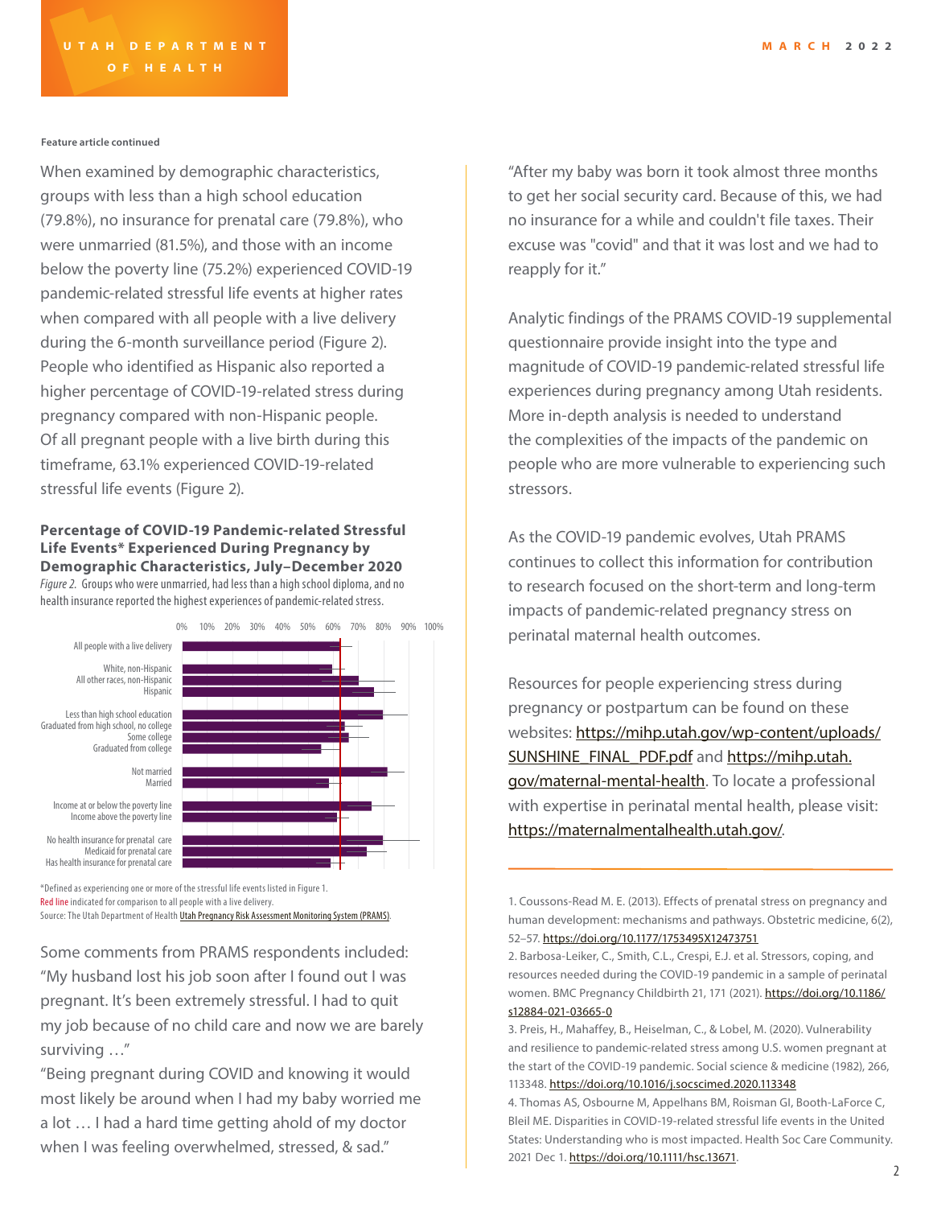Feature article continued

When examined by demographic characteristics, groups with less than a high school education (79.8%), no insurance for prenatal care (79.8%), who were unmarried (81.5%), and those with an income below the poverty line (75.2%) experienced COVID-19 pandemic-related stressful life events at higher rates when compared with all people with a live delivery during the 6-month surveillance period (Figure 2). People who identified as Hispanic also reported a higher percentage of COVID-19-related stress during pregnancy compared with non-Hispanic people. Of all pregnant people with a live birth during this timeframe, 63.1% experienced COVID-19-related stressful life events (Figure 2).

**Percentage of COVID-19 Pandemic-related Stressful Life Events* Experienced During Pregnancy by Demographic Characteristics, July–December 2020**

*Figure 2.* Groups who were unmarried, had less than a high school diploma, and no health insurance reported the highest experiences of pandemic-related stress.

*Defined as experiencing one or more of the stressful life events listed in Figure 1.
Red line indicated for comparison to all people with a live delivery.
Source: The Utah Department of Health Utah Pregnancy Risk Assessment Monitoring System (PRAMS).

Some comments from PRAMS respondents included:

"My husband lost his job soon after I found out I was pregnant. It's been extremely stressful. I had to quit my job because of no child care and now we are barely surviving …"

"Being pregnant during COVID and knowing it would most likely be around when I had my baby worried me a lot … I had a hard time getting ahold of my doctor when I was feeling overwhelmed, stressed, & sad."

"After my baby was born it took almost three months to get her social security card. Because of this, we had no insurance for a while and couldn't file taxes. Their excuse was "covid" and that it was lost and we had to reapply for it."

Analytic findings of the PRAMS COVID-19 supplemental questionnaire provide insight into the type and magnitude of COVID-19 pandemic-related stressful life experiences during pregnancy among Utah residents. More in-depth analysis is needed to understand the complexities of the impacts of the pandemic on people who are more vulnerable to experiencing such stressors.

As the COVID-19 pandemic evolves, Utah PRAMS continues to collect this information for contribution to research focused on the short-term and long-term impacts of pandemic-related pregnancy stress on perinatal maternal health outcomes.

Resources for people experiencing stress during pregnancy or postpartum can be found on these websites: https://mihp.utah.gov/wp-content/uploads/SUNSHINE_FINAL_PDF.pdf and https://mihp.utah.gov/maternal-mental-health. To locate a professional with expertise in perinatal mental health, please visit: https://maternalmentalhealth.utah.gov/.

---

1. Coussons-Read M. E. (2013). Effects of prenatal stress on pregnancy and human development: mechanisms and pathways. Obstetric medicine, 6(2), 52–57. https://doi.org/10.1177/1753495X12473751
2. Barbosa-Leiker, C., Smith, C.L., Crespi, E.J. et al. Stressors, coping, and resources needed during the COVID-19 pandemic in a sample of perinatal women. BMC Pregnancy Childbirth 21, 171 (2021). https://doi.org/10.1186/s12884-021-03665-0
3. Preis, H., Mahaffey, B., Heiselman, C., & Lobel, M. (2020). Vulnerability and resilience to pandemic-related stress among U.S. women pregnant at the start of the COVID-19 pandemic. Social science & medicine (1982), 266, 113348. https://doi.org/10.1016/j.socscimed.2020.113348
4. Thomas AS, Osbourne M, Appelhans BM, Roisman GI, Booth-LaForce C, Bleil ME. Disparities in COVID-19-related stressful life events in the United States: Understanding who is most impacted. Health Soc Care Community. 2021 Dec 1. https://doi.org/10.1111/hsc.13671.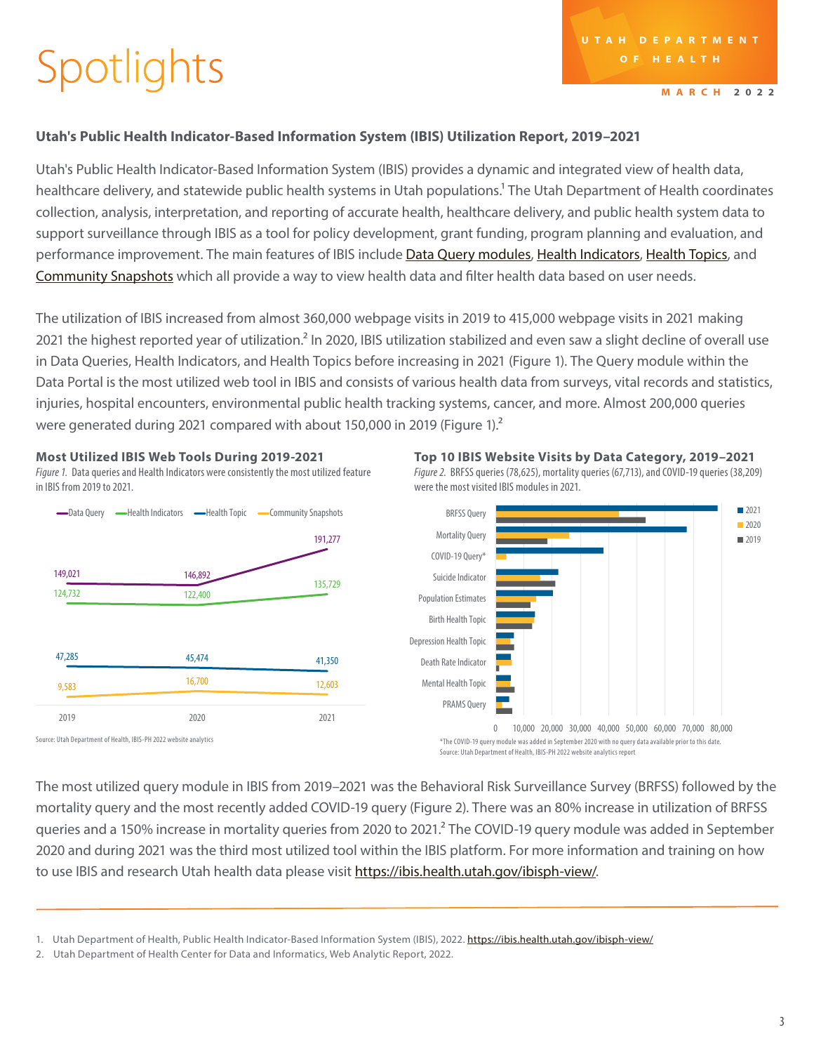# Spotlights

UTAH DEPARTMENT OF HEALTH

MARCH 2022

**Utah's Public Health Indicator-Based Information System (IBIS) Utilization Report, 2019–2021**

Utah's Public Health Indicator-Based Information System (IBIS) provides a dynamic and integrated view of health data, healthcare delivery, and statewide public health systems in Utah populations.[1] The Utah Department of Health coordinates collection, analysis, interpretation, and reporting of accurate health, healthcare delivery, and public health system data to support surveillance through IBIS as a tool for policy development, grant funding, program planning and evaluation, and performance improvement. The main features of IBIS include Data Query modules, Health Indicators, Health Topics, and Community Snapshots which all provide a way to view health data and filter health data based on user needs.

The utilization of IBIS increased from almost 360,000 webpage visits in 2019 to 415,000 webpage visits in 2021 making 2021 the highest reported year of utilization.[2] In 2020, IBIS utilization stabilized and even saw a slight decline of overall use in Data Queries, Health Indicators, and Health Topics before increasing in 2021 (Figure 1). The Query module within the Data Portal is the most utilized web tool in IBIS and consists of various health data from surveys, vital records and statistics, injuries, hospital encounters, environmental public health tracking systems, cancer, and more. Almost 200,000 queries were generated during 2021 compared with about 150,000 in 2019 (Figure 1).[2]

**Most Utilized IBIS Web Tools During 2019-2021**

*Figure 1.* Data queries and Health Indicators were consistently the most utilized feature in IBIS from 2019 to 2021.

| | 2019 | 2020 | 2021 |
|---|---|---|---|
| Data Query | 149,021 | 146,892 | 191,277 |
| Health Indicators | 124,732 | 122,400 | 135,729 |
| Health Topic | 47,285 | 45,474 | 41,350 |
| Community Snapshots | 9,583 | 16,700 | 12,603 |

Source: Utah Department of Health, IBIS-PH 2022 website analytics

**Top 10 IBIS Website Visits by Data Category, 2019–2021**

*Figure 2.* BRFSS queries (78,625), mortality queries (67,713), and COVID-19 queries (38,209) were the most visited IBIS modules in 2021.

Categories: BRFSS Query, Mortality Query, COVID-19 Query*, Suicide Indicator, Population Estimates, Birth Health Topic, Depression Health Topic, Death Rate Indicator, Mental Health Topic, PRAMS Query (2019, 2020, 2021)

*The COVID-19 query module was added in September 2020 with no query data available prior to this date.

Source: Utah Department of Health, IBIS-PH 2022 website analytics report

The most utilized query module in IBIS from 2019–2021 was the Behavioral Risk Surveillance Survey (BRFSS) followed by the mortality query and the most recently added COVID-19 query (Figure 2). There was an 80% increase in utilization of BRFSS queries and a 150% increase in mortality queries from 2020 to 2021.[2] The COVID-19 query module was added in September 2020 and during 2021 was the third most utilized tool within the IBIS platform. For more information and training on how to use IBIS and research Utah health data please visit https://ibis.health.utah.gov/ibisph-view/.

1. Utah Department of Health, Public Health Indicator-Based Information System (IBIS), 2022. https://ibis.health.utah.gov/ibisph-view/
2. Utah Department of Health Center for Data and Informatics, Web Analytic Report, 2022.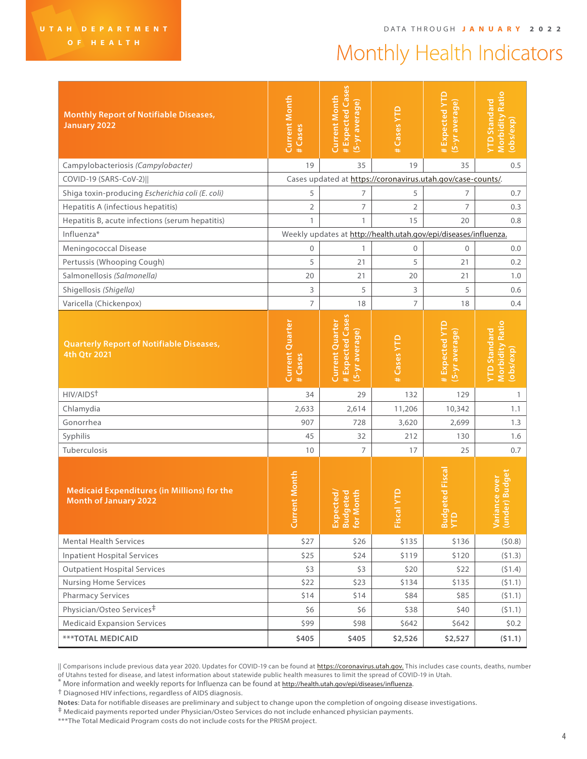UTAH DEPARTMENT OF HEALTH

DATA THROUGH **JANUARY 2022**

# Monthly Health Indicators

| **Monthly Report of Notifiable Diseases, January 2022** | Current Month # Cases | Current Month # Expected Cases (5-yr average) | # Cases YTD | # Expected YTD (5-yr average) | YTD Standard Morbidity Ratio (obs/exp) |
|---|---|---|---|---|---|
| Campylobacteriosis *(Campylobacter)* | 19 | 35 | 19 | 35 | 0.5 |
| COVID-19 (SARS-CoV-2)‖ | Cases updated at https://coronavirus.utah.gov/case-counts/. | | | | |
| Shiga toxin-producing *Escherichia coli (E. coli)* | 5 | 7 | 5 | 7 | 0.7 |
| Hepatitis A (infectious hepatitis) | 2 | 7 | 2 | 7 | 0.3 |
| Hepatitis B, acute infections (serum hepatitis) | 1 | 1 | 15 | 20 | 0.8 |
| Influenza* | Weekly updates at http://health.utah.gov/epi/diseases/influenza. | | | | |
| Meningococcal Disease | 0 | 1 | 0 | 0 | 0.0 |
| Pertussis (Whooping Cough) | 5 | 21 | 5 | 21 | 0.2 |
| Salmonellosis *(Salmonella)* | 20 | 21 | 20 | 21 | 1.0 |
| Shigellosis *(Shigella)* | 3 | 5 | 3 | 5 | 0.6 |
| Varicella (Chickenpox) | 7 | 18 | 7 | 18 | 0.4 |

| **Quarterly Report of Notifiable Diseases, 4th Qtr 2021** | Current Quarter # Cases | Current Quarter # Expected Cases (5-yr average) | # Cases YTD | # Expected YTD (5-yr average) | YTD Standard Morbidity Ratio (obs/exp) |
|---|---|---|---|---|---|
| HIV/AIDS† | 34 | 29 | 132 | 129 | 1 |
| Chlamydia | 2,633 | 2,614 | 11,206 | 10,342 | 1.1 |
| Gonorrhea | 907 | 728 | 3,620 | 2,699 | 1.3 |
| Syphilis | 45 | 32 | 212 | 130 | 1.6 |
| Tuberculosis | 10 | 7 | 17 | 25 | 0.7 |

| **Medicaid Expenditures (in Millions) for the Month of January 2022** | Current Month | Expected/ Budgeted for Month | Fiscal YTD | Budgeted Fiscal YTD | Variance over (under) Budget |
|---|---|---|---|---|---|
| Mental Health Services | $27 | $26 | $135 | $136 | ($0.8) |
| Inpatient Hospital Services | $25 | $24 | $119 | $120 | ($1.3) |
| Outpatient Hospital Services | $3 | $3 | $20 | $22 | ($1.4) |
| Nursing Home Services | $22 | $23 | $134 | $135 | ($1.1) |
| Pharmacy Services | $14 | $14 | $84 | $85 | ($1.1) |
| Physician/Osteo Services‡ | $6 | $6 | $38 | $40 | ($1.1) |
| Medicaid Expansion Services | $99 | $98 | $642 | $642 | $0.2 |
| **\*\*\*TOTAL MEDICAID** | **$405** | **$405** | **$2,526** | **$2,527** | **($1.1)** |

‖ Comparisons include previous data year 2020. Updates for COVID-19 can be found at https://coronavirus.utah.gov. This includes case counts, deaths, number of Utahns tested for disease, and latest information about statewide public health measures to limit the spread of COVID-19 in Utah.

\* More information and weekly reports for Influenza can be found at http://health.utah.gov/epi/diseases/influenza.

† Diagnosed HIV infections, regardless of AIDS diagnosis.

**Notes**: Data for notifiable diseases are preliminary and subject to change upon the completion of ongoing disease investigations.

‡ Medicaid payments reported under Physician/Osteo Services do not include enhanced physician payments.

***The Total Medicaid Program costs do not include costs for the PRISM project.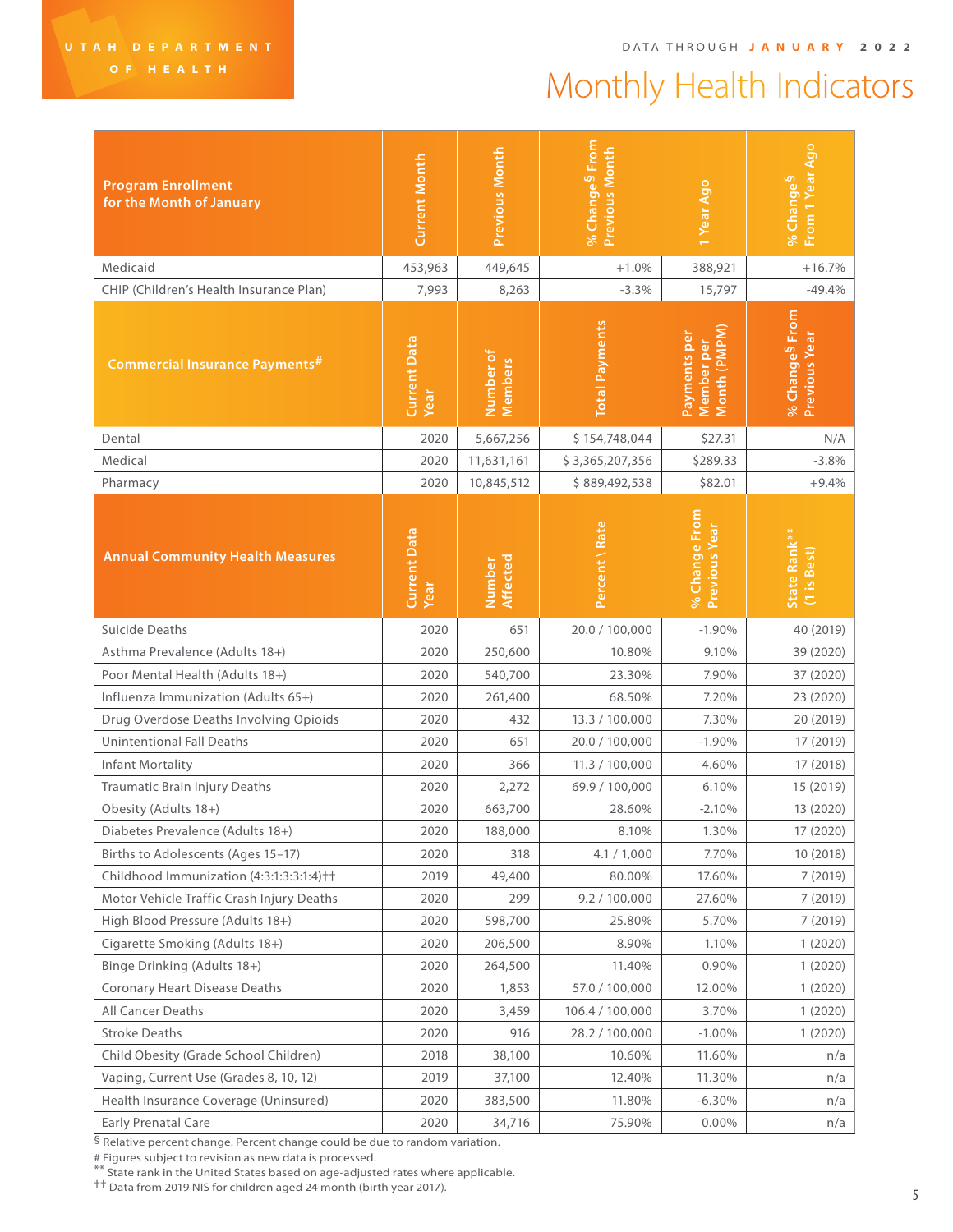UTAH DEPARTMENT OF HEALTH

DATA THROUGH JANUARY 2022

# Monthly Health Indicators

| Program Enrollment for the Month of January | Current Month | Previous Month | % Change§ From Previous Month | 1 Year Ago | % Change§ From 1 Year Ago |
|---|---|---|---|---|---|
| Medicaid | 453,963 | 449,645 | +1.0% | 388,921 | +16.7% |
| CHIP (Children's Health Insurance Plan) | 7,993 | 8,263 | -3.3% | 15,797 | -49.4% |

| Commercial Insurance Payments# | Current Data Year | Number of Members | Total Payments | Payments per Member per Month (PMPM) | % Change§ From Previous Year |
|---|---|---|---|---|---|
| Dental | 2020 | 5,667,256 | $ 154,748,044 | $27.31 | N/A |
| Medical | 2020 | 11,631,161 | $ 3,365,207,356 | $289.33 | -3.8% |
| Pharmacy | 2020 | 10,845,512 | $ 889,492,538 | $82.01 | +9.4% |

| Annual Community Health Measures | Current Data Year | Number Affected | Percent \ Rate | % Change From Previous Year | State Rank** (1 is Best) |
|---|---|---|---|---|---|
| Suicide Deaths | 2020 | 651 | 20.0 / 100,000 | -1.90% | 40 (2019) |
| Asthma Prevalence (Adults 18+) | 2020 | 250,600 | 10.80% | 9.10% | 39 (2020) |
| Poor Mental Health (Adults 18+) | 2020 | 540,700 | 23.30% | 7.90% | 37 (2020) |
| Influenza Immunization (Adults 65+) | 2020 | 261,400 | 68.50% | 7.20% | 23 (2020) |
| Drug Overdose Deaths Involving Opioids | 2020 | 432 | 13.3 / 100,000 | 7.30% | 20 (2019) |
| Unintentional Fall Deaths | 2020 | 651 | 20.0 / 100,000 | -1.90% | 17 (2019) |
| Infant Mortality | 2020 | 366 | 11.3 / 100,000 | 4.60% | 17 (2018) |
| Traumatic Brain Injury Deaths | 2020 | 2,272 | 69.9 / 100,000 | 6.10% | 15 (2019) |
| Obesity (Adults 18+) | 2020 | 663,700 | 28.60% | -2.10% | 13 (2020) |
| Diabetes Prevalence (Adults 18+) | 2020 | 188,000 | 8.10% | 1.30% | 17 (2020) |
| Births to Adolescents (Ages 15–17) | 2020 | 318 | 4.1 / 1,000 | 7.70% | 10 (2018) |
| Childhood Immunization (4:3:1:3:3:1:4)†† | 2019 | 49,400 | 80.00% | 17.60% | 7 (2019) |
| Motor Vehicle Traffic Crash Injury Deaths | 2020 | 299 | 9.2 / 100,000 | 27.60% | 7 (2019) |
| High Blood Pressure (Adults 18+) | 2020 | 598,700 | 25.80% | 5.70% | 7 (2019) |
| Cigarette Smoking (Adults 18+) | 2020 | 206,500 | 8.90% | 1.10% | 1 (2020) |
| Binge Drinking (Adults 18+) | 2020 | 264,500 | 11.40% | 0.90% | 1 (2020) |
| Coronary Heart Disease Deaths | 2020 | 1,853 | 57.0 / 100,000 | 12.00% | 1 (2020) |
| All Cancer Deaths | 2020 | 3,459 | 106.4 / 100,000 | 3.70% | 1 (2020) |
| Stroke Deaths | 2020 | 916 | 28.2 / 100,000 | -1.00% | 1 (2020) |
| Child Obesity (Grade School Children) | 2018 | 38,100 | 10.60% | 11.60% | n/a |
| Vaping, Current Use (Grades 8, 10, 12) | 2019 | 37,100 | 12.40% | 11.30% | n/a |
| Health Insurance Coverage (Uninsured) | 2020 | 383,500 | 11.80% | -6.30% | n/a |
| Early Prenatal Care | 2020 | 34,716 | 75.90% | 0.00% | n/a |

§ Relative percent change. Percent change could be due to random variation.

# Figures subject to revision as new data is processed.

** State rank in the United States based on age-adjusted rates where applicable.

†† Data from 2019 NIS for children aged 24 month (birth year 2017).